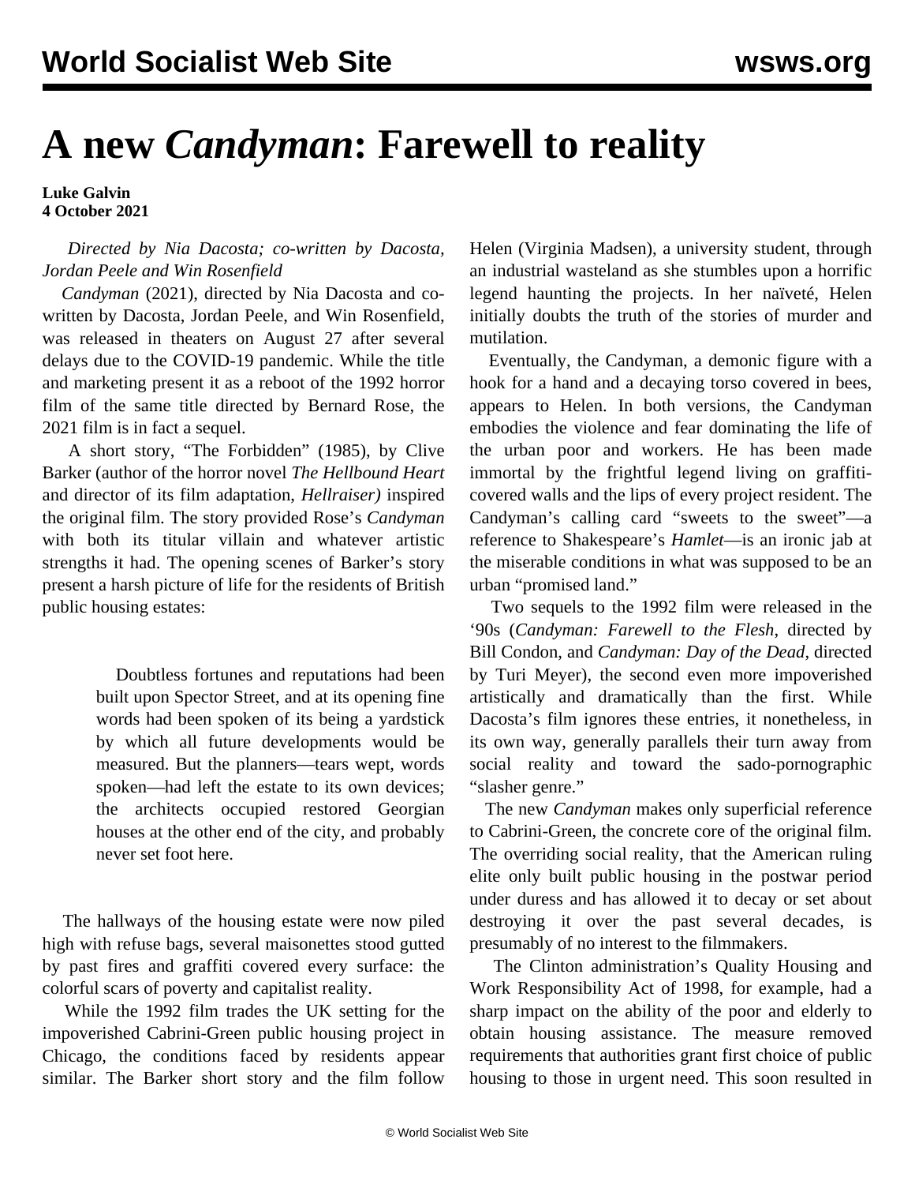# A new *Candyman*: Farewell to reality

**Luke Galvin**
**4 October 2021**

*Directed by Nia Dacosta; co-written by Dacosta, Jordan Peele and Win Rosenfield*

*Candyman* (2021), directed by Nia Dacosta and co-written by Dacosta, Jordan Peele, and Win Rosenfield, was released in theaters on August 27 after several delays due to the COVID-19 pandemic. While the title and marketing present it as a reboot of the 1992 horror film of the same title directed by Bernard Rose, the 2021 film is in fact a sequel.

A short story, "The Forbidden" (1985), by Clive Barker (author of the horror novel *The Hellbound Heart* and director of its film adaptation, *Hellraiser)* inspired the original film. The story provided Rose's *Candyman* with both its titular villain and whatever artistic strengths it had. The opening scenes of Barker's story present a harsh picture of life for the residents of British public housing estates:

> Doubtless fortunes and reputations had been built upon Spector Street, and at its opening fine words had been spoken of its being a yardstick by which all future developments would be measured. But the planners—tears wept, words spoken—had left the estate to its own devices; the architects occupied restored Georgian houses at the other end of the city, and probably never set foot here.

The hallways of the housing estate were now piled high with refuse bags, several maisonettes stood gutted by past fires and graffiti covered every surface: the colorful scars of poverty and capitalist reality.

While the 1992 film trades the UK setting for the impoverished Cabrini-Green public housing project in Chicago, the conditions faced by residents appear similar. The Barker short story and the film follow Helen (Virginia Madsen), a university student, through an industrial wasteland as she stumbles upon a horrific legend haunting the projects. In her naïveté, Helen initially doubts the truth of the stories of murder and mutilation.

Eventually, the Candyman, a demonic figure with a hook for a hand and a decaying torso covered in bees, appears to Helen. In both versions, the Candyman embodies the violence and fear dominating the life of the urban poor and workers. He has been made immortal by the frightful legend living on graffiti-covered walls and the lips of every project resident. The Candyman's calling card "sweets to the sweet"—a reference to Shakespeare's *Hamlet*—is an ironic jab at the miserable conditions in what was supposed to be an urban "promised land."

Two sequels to the 1992 film were released in the '90s (*Candyman: Farewell to the Flesh*, directed by Bill Condon, and *Candyman: Day of the Dead*, directed by Turi Meyer), the second even more impoverished artistically and dramatically than the first. While Dacosta's film ignores these entries, it nonetheless, in its own way, generally parallels their turn away from social reality and toward the sado-pornographic "slasher genre."

The new *Candyman* makes only superficial reference to Cabrini-Green, the concrete core of the original film. The overriding social reality, that the American ruling elite only built public housing in the postwar period under duress and has allowed it to decay or set about destroying it over the past several decades, is presumably of no interest to the filmmakers.

The Clinton administration's Quality Housing and Work Responsibility Act of 1998, for example, had a sharp impact on the ability of the poor and elderly to obtain housing assistance. The measure removed requirements that authorities grant first choice of public housing to those in urgent need. This soon resulted in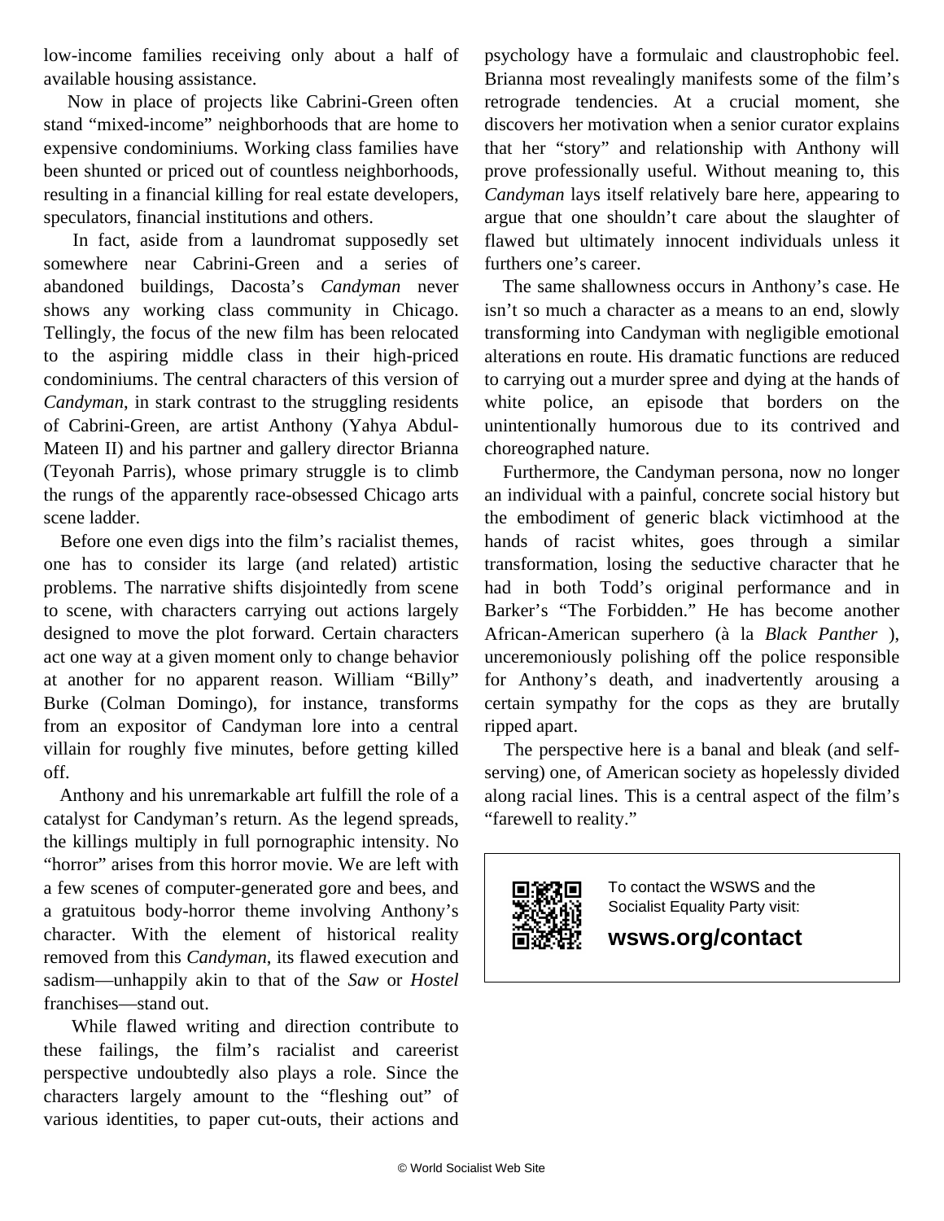low-income families receiving only about a half of available housing assistance.

Now in place of projects like Cabrini-Green often stand "mixed-income" neighborhoods that are home to expensive condominiums. Working class families have been shunted or priced out of countless neighborhoods, resulting in a financial killing for real estate developers, speculators, financial institutions and others.

In fact, aside from a laundromat supposedly set somewhere near Cabrini-Green and a series of abandoned buildings, Dacosta's *Candyman* never shows any working class community in Chicago. Tellingly, the focus of the new film has been relocated to the aspiring middle class in their high-priced condominiums. The central characters of this version of *Candyman*, in stark contrast to the struggling residents of Cabrini-Green, are artist Anthony (Yahya Abdul-Mateen II) and his partner and gallery director Brianna (Teyonah Parris), whose primary struggle is to climb the rungs of the apparently race-obsessed Chicago arts scene ladder.

Before one even digs into the film's racialist themes, one has to consider its large (and related) artistic problems. The narrative shifts disjointedly from scene to scene, with characters carrying out actions largely designed to move the plot forward. Certain characters act one way at a given moment only to change behavior at another for no apparent reason. William "Billy" Burke (Colman Domingo), for instance, transforms from an expositor of Candyman lore into a central villain for roughly five minutes, before getting killed off.

Anthony and his unremarkable art fulfill the role of a catalyst for Candyman's return. As the legend spreads, the killings multiply in full pornographic intensity. No "horror" arises from this horror movie. We are left with a few scenes of computer-generated gore and bees, and a gratuitous body-horror theme involving Anthony's character. With the element of historical reality removed from this *Candyman*, its flawed execution and sadism—unhappily akin to that of the *Saw* or *Hostel* franchises—stand out.

While flawed writing and direction contribute to these failings, the film's racialist and careerist perspective undoubtedly also plays a role. Since the characters largely amount to the "fleshing out" of various identities, to paper cut-outs, their actions and psychology have a formulaic and claustrophobic feel. Brianna most revealingly manifests some of the film's retrograde tendencies. At a crucial moment, she discovers her motivation when a senior curator explains that her "story" and relationship with Anthony will prove professionally useful. Without meaning to, this *Candyman* lays itself relatively bare here, appearing to argue that one shouldn't care about the slaughter of flawed but ultimately innocent individuals unless it furthers one's career.

The same shallowness occurs in Anthony's case. He isn't so much a character as a means to an end, slowly transforming into Candyman with negligible emotional alterations en route. His dramatic functions are reduced to carrying out a murder spree and dying at the hands of white police, an episode that borders on the unintentionally humorous due to its contrived and choreographed nature.

Furthermore, the Candyman persona, now no longer an individual with a painful, concrete social history but the embodiment of generic black victimhood at the hands of racist whites, goes through a similar transformation, losing the seductive character that he had in both Todd's original performance and in Barker's "The Forbidden." He has become another African-American superhero (à la *Black Panther* ), unceremoniously polishing off the police responsible for Anthony's death, and inadvertently arousing a certain sympathy for the cops as they are brutally ripped apart.

The perspective here is a banal and bleak (and self-serving) one, of American society as hopelessly divided along racial lines. This is a central aspect of the film's "farewell to reality."

To contact the WSWS and the Socialist Equality Party visit:

**wsws.org/contact**